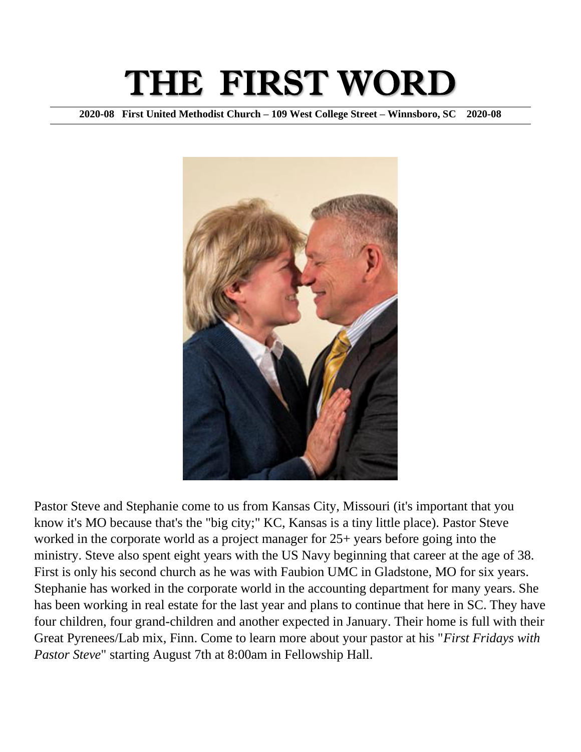# THE FIRST WORD

**2020-08 First United Methodist Church – 109 West College Street – Winnsboro, SC 2020-08**

Pastor Steve and Stephanie come to us from Kansas City, Missouri (it's important that you know it's MO because that's the "big city;" KC, Kansas is a tiny little place). Pastor Steve worked in the corporate world as a project manager for 25+ years before going into the ministry. Steve also spent eight years with the US Navy beginning that career at the age of 38. First is only his second church as he was with Faubion UMC in Gladstone, MO for six years. Stephanie has worked in the corporate world in the accounting department for many years. She has been working in real estate for the last year and plans to continue that here in SC. They have four children, four grand-children and another expected in January. Their home is full with their Great Pyrenees/Lab mix, Finn. Come to learn more about your pastor at his "*First Fridays with Pastor Steve*" starting August 7th at 8:00am in Fellowship Hall.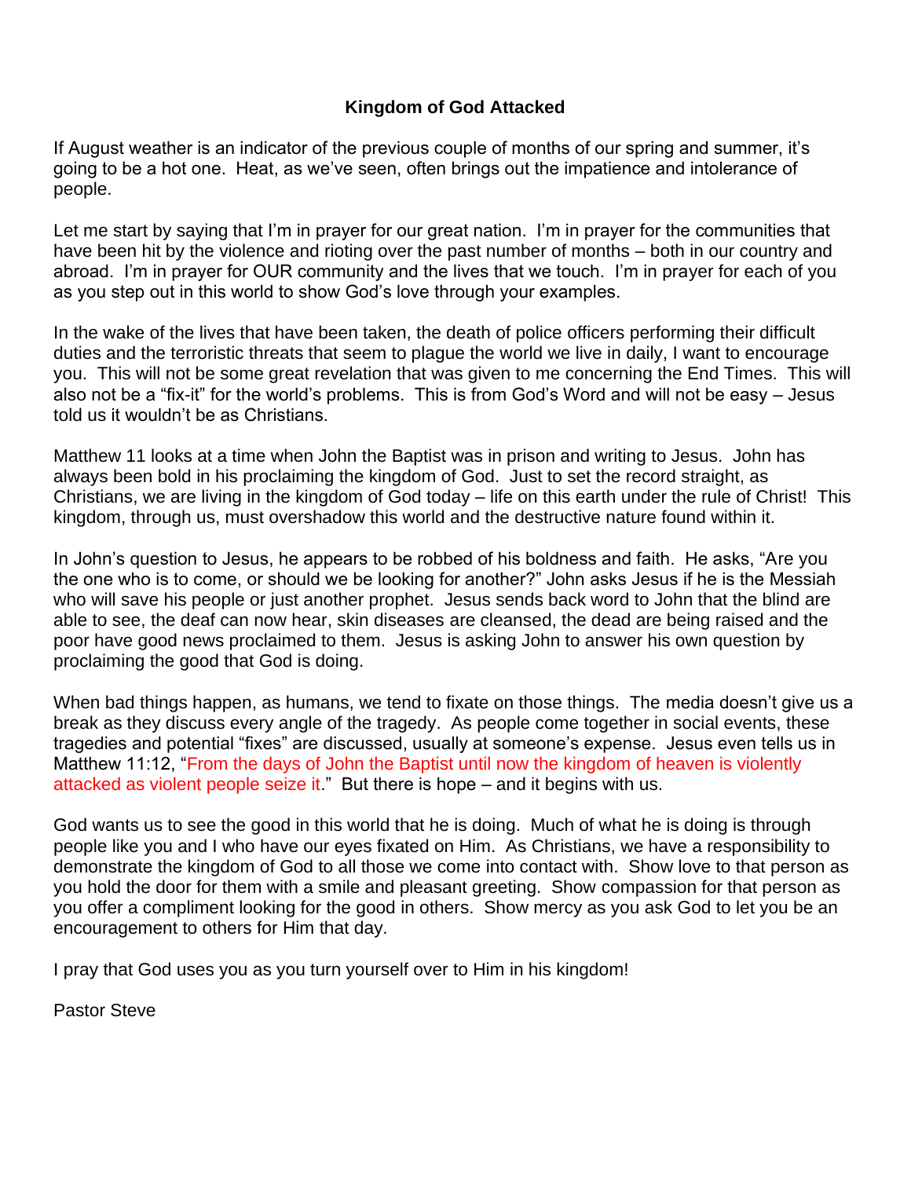## Kingdom of God Attacked

If August weather is an indicator of the previous couple of months of our spring and summer, it's going to be a hot one. Heat, as we've seen, often brings out the impatience and intolerance of people.

Let me start by saying that I'm in prayer for our great nation. I'm in prayer for the communities that have been hit by the violence and rioting over the past number of months – both in our country and abroad. I'm in prayer for OUR community and the lives that we touch. I'm in prayer for each of you as you step out in this world to show God's love through your examples.

In the wake of the lives that have been taken, the death of police officers performing their difficult duties and the terroristic threats that seem to plague the world we live in daily, I want to encourage you. This will not be some great revelation that was given to me concerning the End Times. This will also not be a "fix-it" for the world's problems. This is from God's Word and will not be easy – Jesus told us it wouldn't be as Christians.

Matthew 11 looks at a time when John the Baptist was in prison and writing to Jesus. John has always been bold in his proclaiming the kingdom of God. Just to set the record straight, as Christians, we are living in the kingdom of God today – life on this earth under the rule of Christ! This kingdom, through us, must overshadow this world and the destructive nature found within it.

In John's question to Jesus, he appears to be robbed of his boldness and faith. He asks, "Are you the one who is to come, or should we be looking for another?" John asks Jesus if he is the Messiah who will save his people or just another prophet. Jesus sends back word to John that the blind are able to see, the deaf can now hear, skin diseases are cleansed, the dead are being raised and the poor have good news proclaimed to them. Jesus is asking John to answer his own question by proclaiming the good that God is doing.

When bad things happen, as humans, we tend to fixate on those things. The media doesn't give us a break as they discuss every angle of the tragedy. As people come together in social events, these tragedies and potential "fixes" are discussed, usually at someone's expense. Jesus even tells us in Matthew 11:12, "From the days of John the Baptist until now the kingdom of heaven is violently attacked as violent people seize it." But there is hope – and it begins with us.

God wants us to see the good in this world that he is doing. Much of what he is doing is through people like you and I who have our eyes fixated on Him. As Christians, we have a responsibility to demonstrate the kingdom of God to all those we come into contact with. Show love to that person as you hold the door for them with a smile and pleasant greeting. Show compassion for that person as you offer a compliment looking for the good in others. Show mercy as you ask God to let you be an encouragement to others for Him that day.

I pray that God uses you as you turn yourself over to Him in his kingdom!

Pastor Steve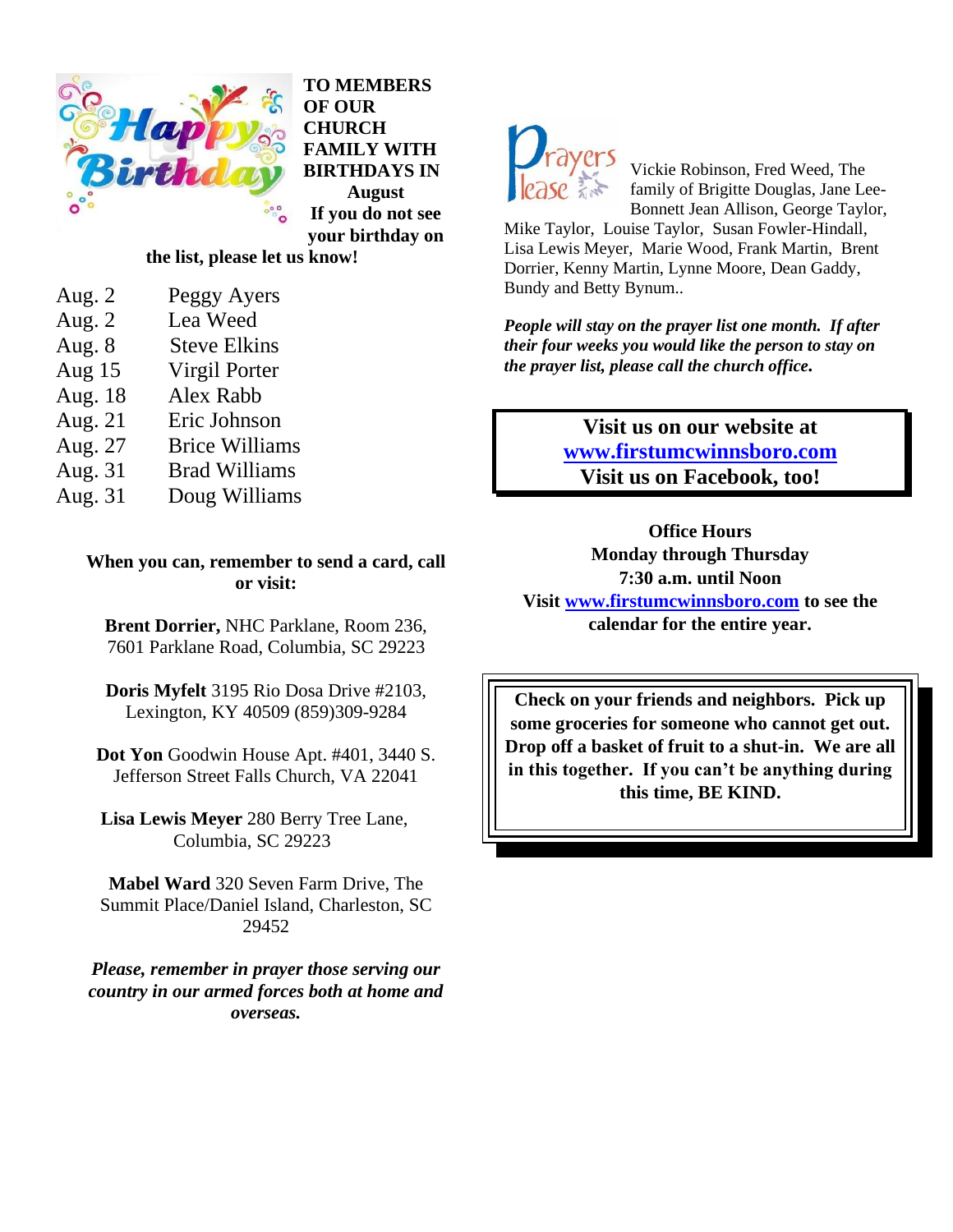**TO MEMBERS OF OUR CHURCH FAMILY WITH BIRTHDAYS IN August**

**If you do not see your birthday on the list, please let us know!**

| | |
|---|---|
| Aug. 2 | Peggy Ayers |
| Aug. 2 | Lea Weed |
| Aug. 8 | Steve Elkins |
| Aug 15 | Virgil Porter |
| Aug. 18 | Alex Rabb |
| Aug. 21 | Eric Johnson |
| Aug. 27 | Brice Williams |
| Aug. 31 | Brad Williams |
| Aug. 31 | Doug Williams |

**When you can, remember to send a card, call or visit:**

**Brent Dorrier,** NHC Parklane, Room 236, 7601 Parklane Road, Columbia, SC 29223

**Doris Myfelt** 3195 Rio Dosa Drive #2103, Lexington, KY 40509 (859)309-9284

**Dot Yon** Goodwin House Apt. #401, 3440 S. Jefferson Street Falls Church, VA 22041

**Lisa Lewis Meyer** 280 Berry Tree Lane, Columbia, SC 29223

**Mabel Ward** 320 Seven Farm Drive, The Summit Place/Daniel Island, Charleston, SC 29452

***Please, remember in prayer those serving our country in our armed forces both at home and overseas.***

**Prayers Please**

Vickie Robinson, Fred Weed, The family of Brigitte Douglas, Jane Lee-Bonnett Jean Allison, George Taylor, Mike Taylor, Louise Taylor, Susan Fowler-Hindall, Lisa Lewis Meyer, Marie Wood, Frank Martin, Brent Dorrier, Kenny Martin, Lynne Moore, Dean Gaddy, Bundy and Betty Bynum..

***People will stay on the prayer list one month. If after their four weeks you would like the person to stay on the prayer list, please call the church office.***

**Visit us on our website at**
**www.firstumcwinnsboro.com**
**Visit us on Facebook, too!**

**Office Hours**
**Monday through Thursday**
**7:30 a.m. until Noon**
**Visit www.firstumcwinnsboro.com to see the calendar for the entire year.**

**Check on your friends and neighbors. Pick up some groceries for someone who cannot get out. Drop off a basket of fruit to a shut-in. We are all in this together. If you can't be anything during this time, BE KIND.**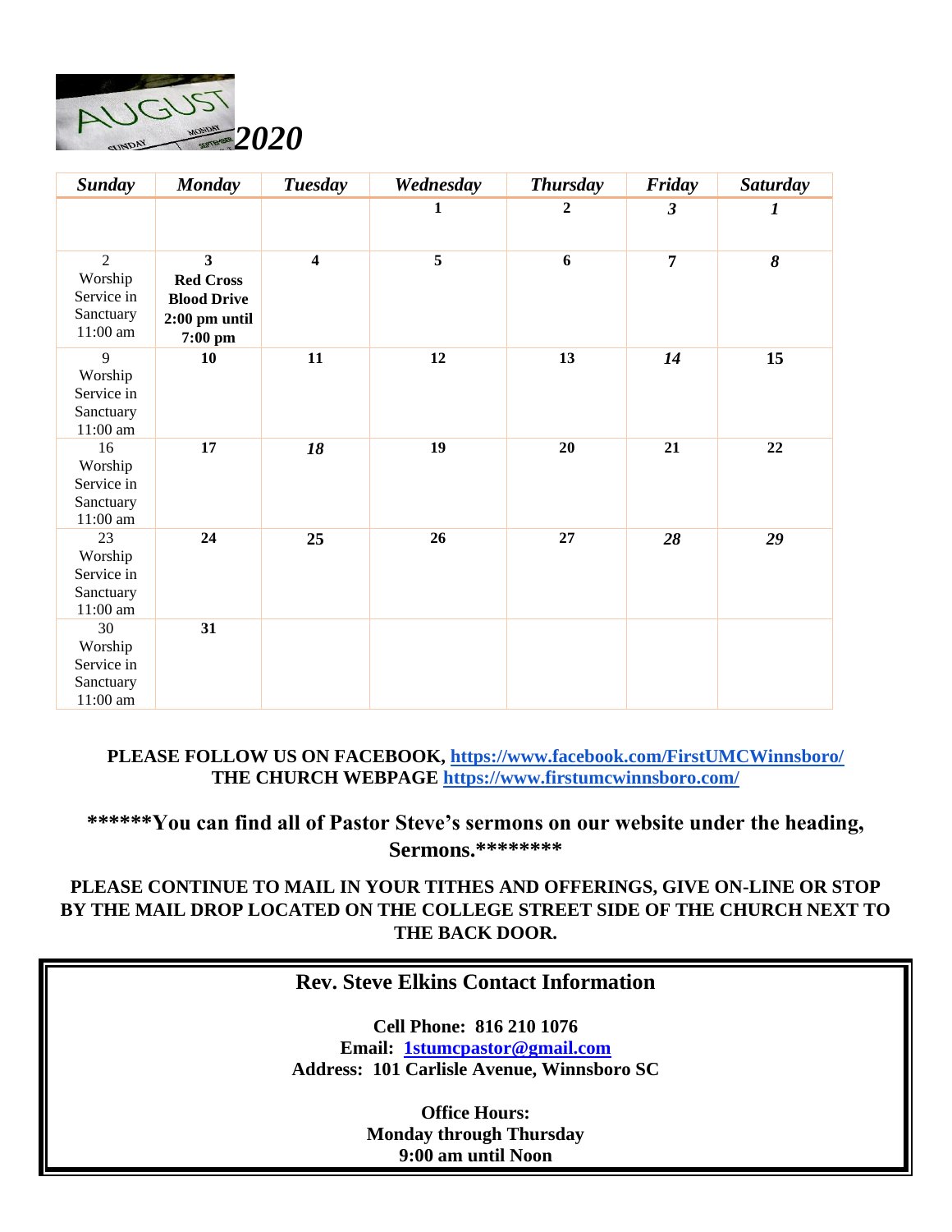# AUGUST *2020*

| *Sunday* | *Monday* | *Tuesday* | *Wednesday* | *Thursday* | *Friday* | *Saturday* |
|---|---|---|---|---|---|---|
| | | | **1** | **2** | ***3*** | ***1*** |
| 2 Worship Service in Sanctuary 11:00 am | **3 Red Cross Blood Drive 2:00 pm until 7:00 pm** | **4** | **5** | **6** | **7** | ***8*** |
| 9 Worship Service in Sanctuary 11:00 am | **10** | **11** | **12** | **13** | ***14*** | **15** |
| 16 Worship Service in Sanctuary 11:00 am | **17** | ***18*** | **19** | **20** | **21** | **22** |
| 23 Worship Service in Sanctuary 11:00 am | **24** | **25** | **26** | **27** | ***28*** | ***29*** |
| 30 Worship Service in Sanctuary 11:00 am | **31** | | | | | |

**PLEASE FOLLOW US ON FACEBOOK, https://www.facebook.com/FirstUMCWinnsboro/**
**THE CHURCH WEBPAGE https://www.firstumcwinnsboro.com/**

**\*\*\*\*\*\*You can find all of Pastor Steve's sermons on our website under the heading, Sermons.\*\*\*\*\*\*\*\***

**PLEASE CONTINUE TO MAIL IN YOUR TITHES AND OFFERINGS, GIVE ON-LINE OR STOP BY THE MAIL DROP LOCATED ON THE COLLEGE STREET SIDE OF THE CHURCH NEXT TO THE BACK DOOR.**

## Rev. Steve Elkins Contact Information

**Cell Phone: 816 210 1076**
**Email: 1stumcpastor@gmail.com**
**Address: 101 Carlisle Avenue, Winnsboro SC**

**Office Hours:**
**Monday through Thursday**
**9:00 am until Noon**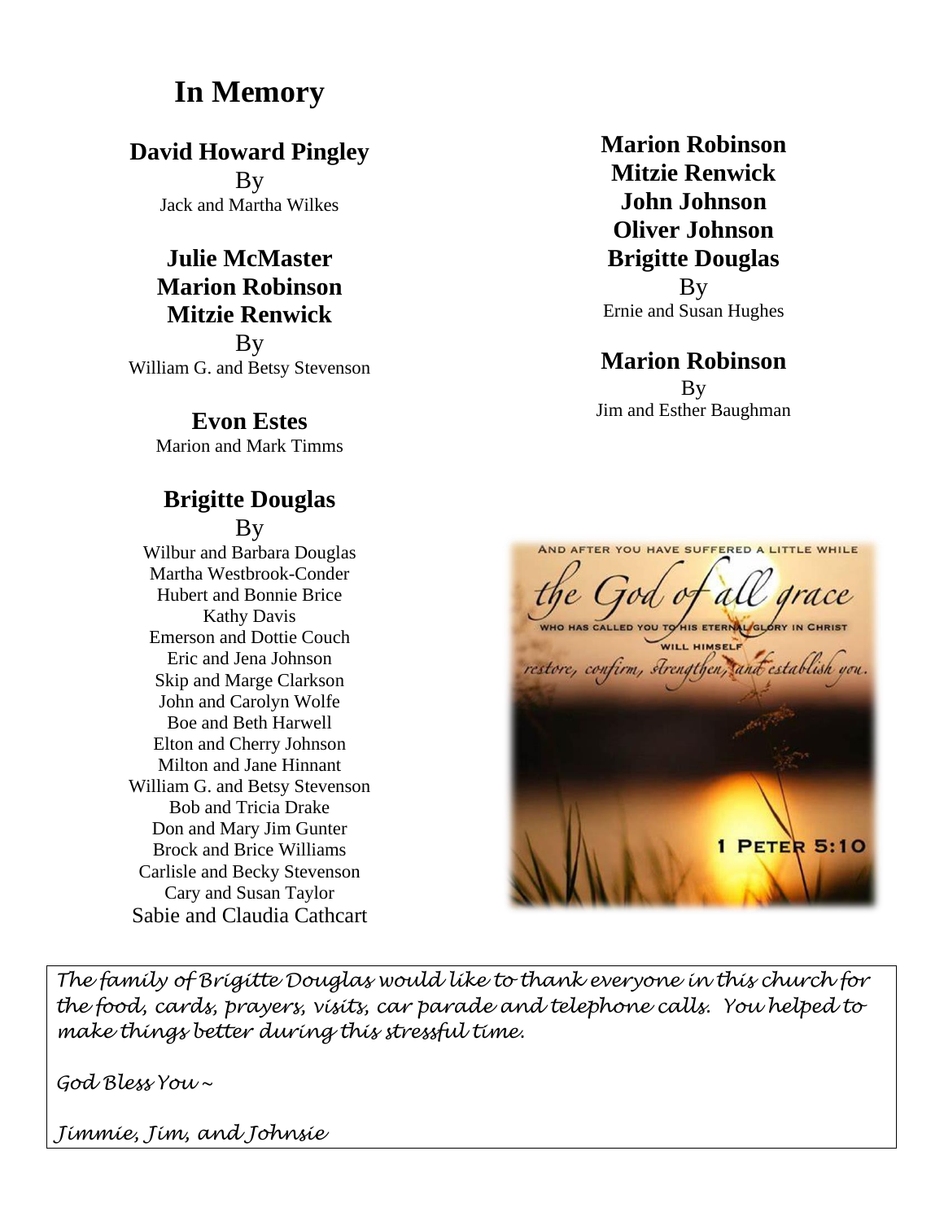# In Memory

**David Howard Pingley**
By
Jack and Martha Wilkes

**Julie McMaster**
**Marion Robinson**
**Mitzie Renwick**
By
William G. and Betsy Stevenson

**Evon Estes**
Marion and Mark Timms

**Brigitte Douglas**
By
Wilbur and Barbara Douglas
Martha Westbrook-Conder
Hubert and Bonnie Brice
Kathy Davis
Emerson and Dottie Couch
Eric and Jena Johnson
Skip and Marge Clarkson
John and Carolyn Wolfe
Boe and Beth Harwell
Elton and Cherry Johnson
Milton and Jane Hinnant
William G. and Betsy Stevenson
Bob and Tricia Drake
Don and Mary Jim Gunter
Brock and Brice Williams
Carlisle and Becky Stevenson
Cary and Susan Taylor
Sabie and Claudia Cathcart

**Marion Robinson**
**Mitzie Renwick**
**John Johnson**
**Oliver Johnson**
**Brigitte Douglas**
By
Ernie and Susan Hughes

**Marion Robinson**
By
Jim and Esther Baughman

AND AFTER YOU HAVE SUFFERED A LITTLE WHILE *the God of all grace* WHO HAS CALLED YOU TO HIS ETERNAL GLORY IN CHRIST WILL HIMSELF *restore, confirm, strengthen, and establish you.* 1 PETER 5:10

*The family of Brigitte Douglas would like to thank everyone in this church for the food, cards, prayers, visits, car parade and telephone calls. You helped to make things better during this stressful time.*

*God Bless You ~*

*Jimmie, Jim, and Johnsie*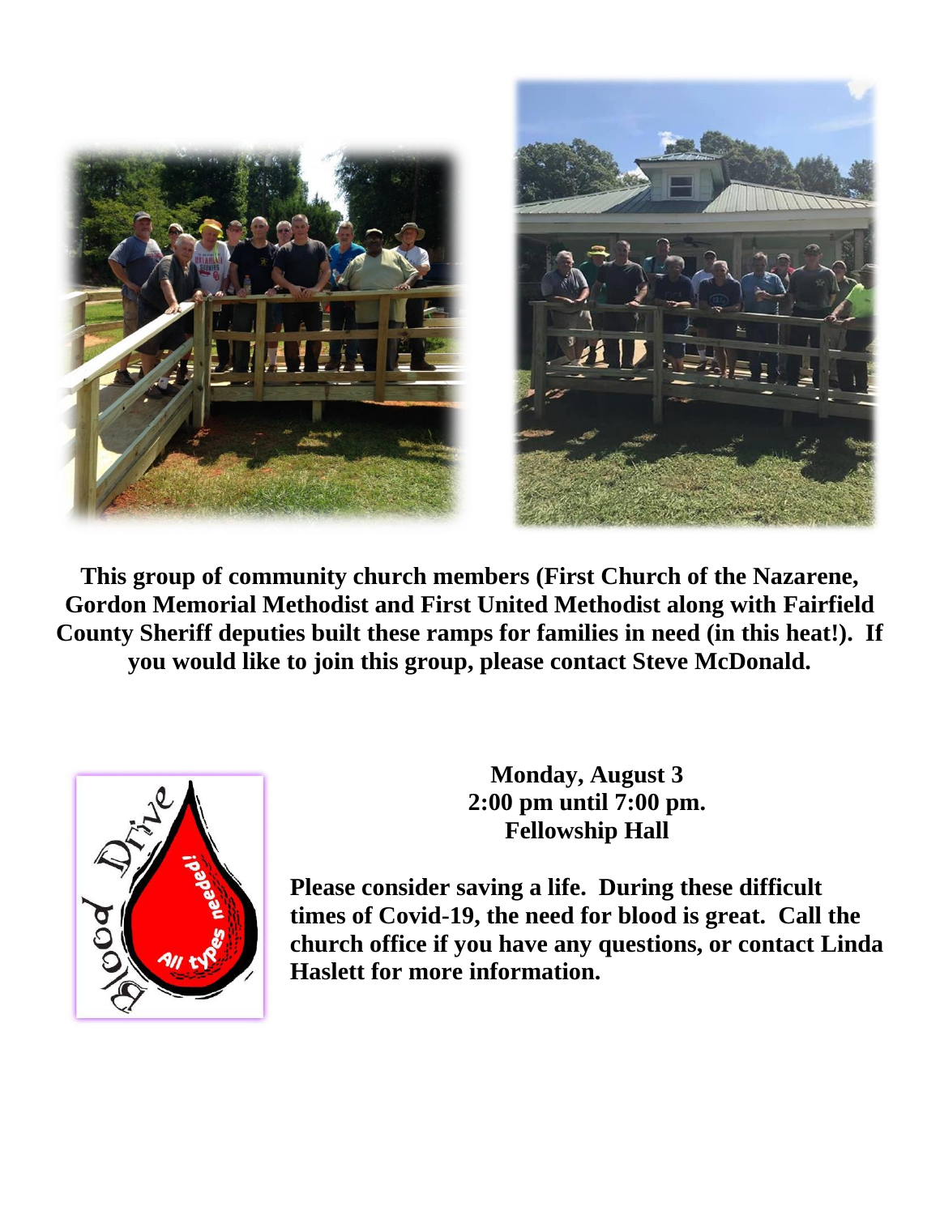**This group of community church members (First Church of the Nazarene, Gordon Memorial Methodist and First United Methodist along with Fairfield County Sheriff deputies built these ramps for families in need (in this heat!). If you would like to join this group, please contact Steve McDonald.**

**Monday, August 3**
**2:00 pm until 7:00 pm.**
**Fellowship Hall**

**Please consider saving a life. During these difficult times of Covid-19, the need for blood is great. Call the church office if you have any questions, or contact Linda Haslett for more information.**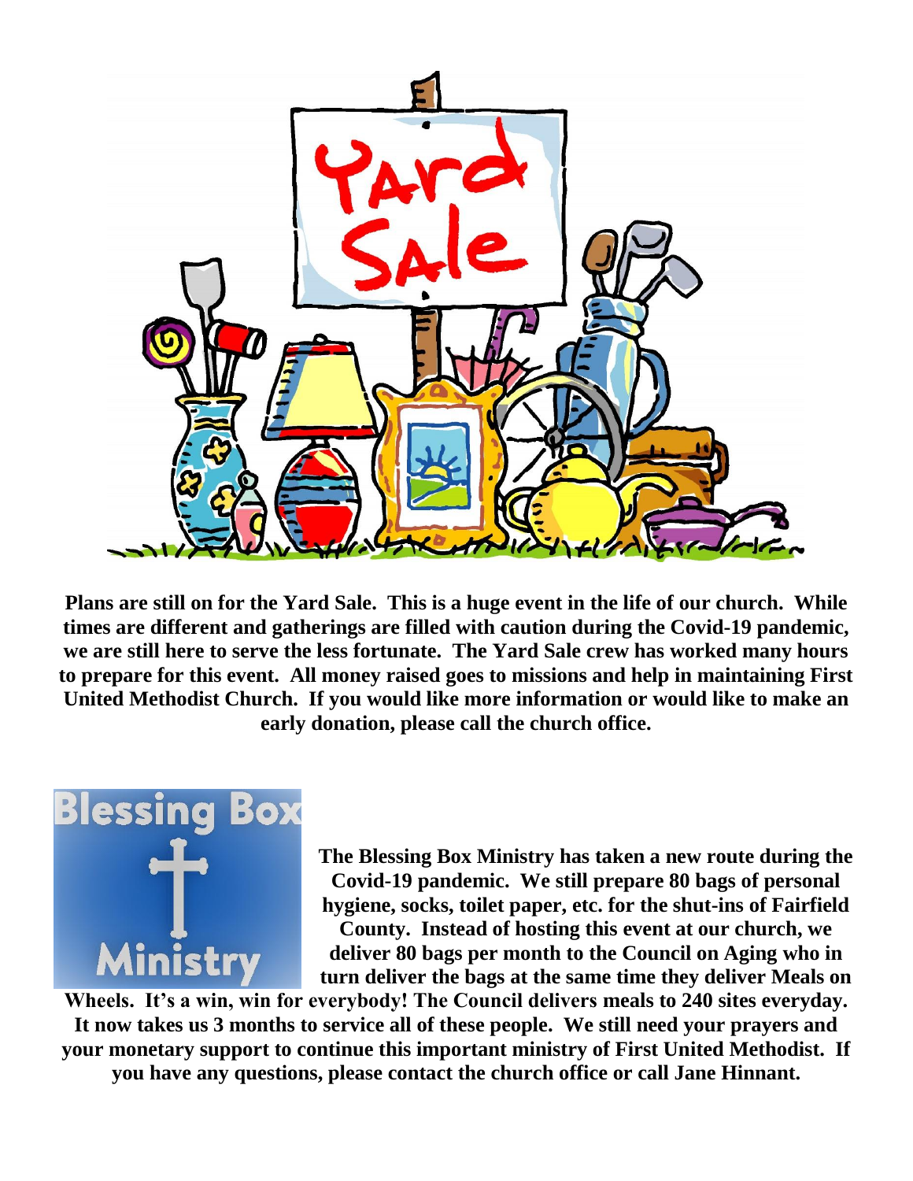**Plans are still on for the Yard Sale. This is a huge event in the life of our church. While times are different and gatherings are filled with caution during the Covid-19 pandemic, we are still here to serve the less fortunate. The Yard Sale crew has worked many hours to prepare for this event. All money raised goes to missions and help in maintaining First United Methodist Church. If you would like more information or would like to make an early donation, please call the church office.**

**The Blessing Box Ministry has taken a new route during the Covid-19 pandemic. We still prepare 80 bags of personal hygiene, socks, toilet paper, etc. for the shut-ins of Fairfield County. Instead of hosting this event at our church, we deliver 80 bags per month to the Council on Aging who in turn deliver the bags at the same time they deliver Meals on Wheels. It's a win, win for everybody! The Council delivers meals to 240 sites everyday. It now takes us 3 months to service all of these people. We still need your prayers and your monetary support to continue this important ministry of First United Methodist. If you have any questions, please contact the church office or call Jane Hinnant.**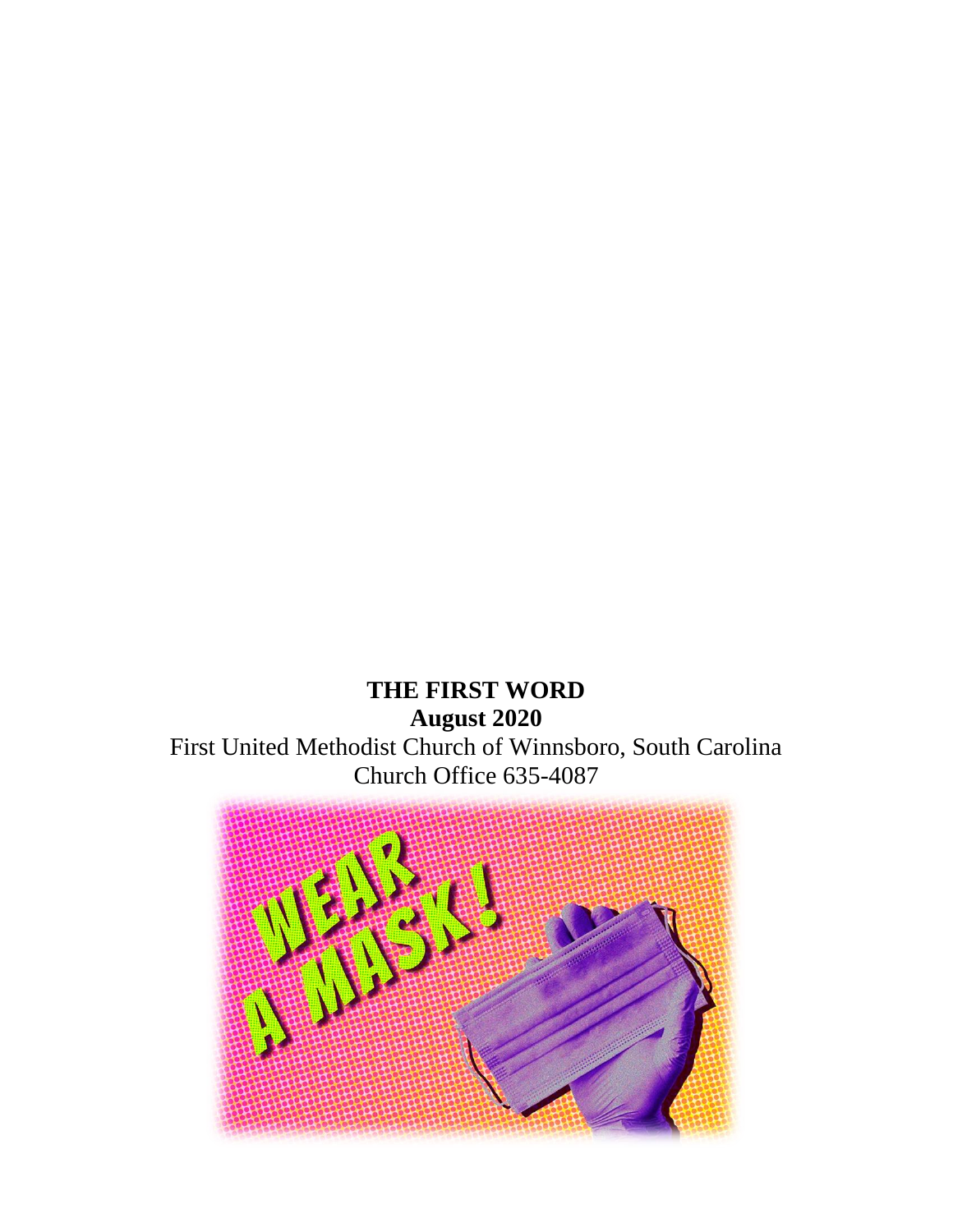**THE FIRST WORD**

**August 2020**

First United Methodist Church of Winnsboro, South Carolina

Church Office 635-4087